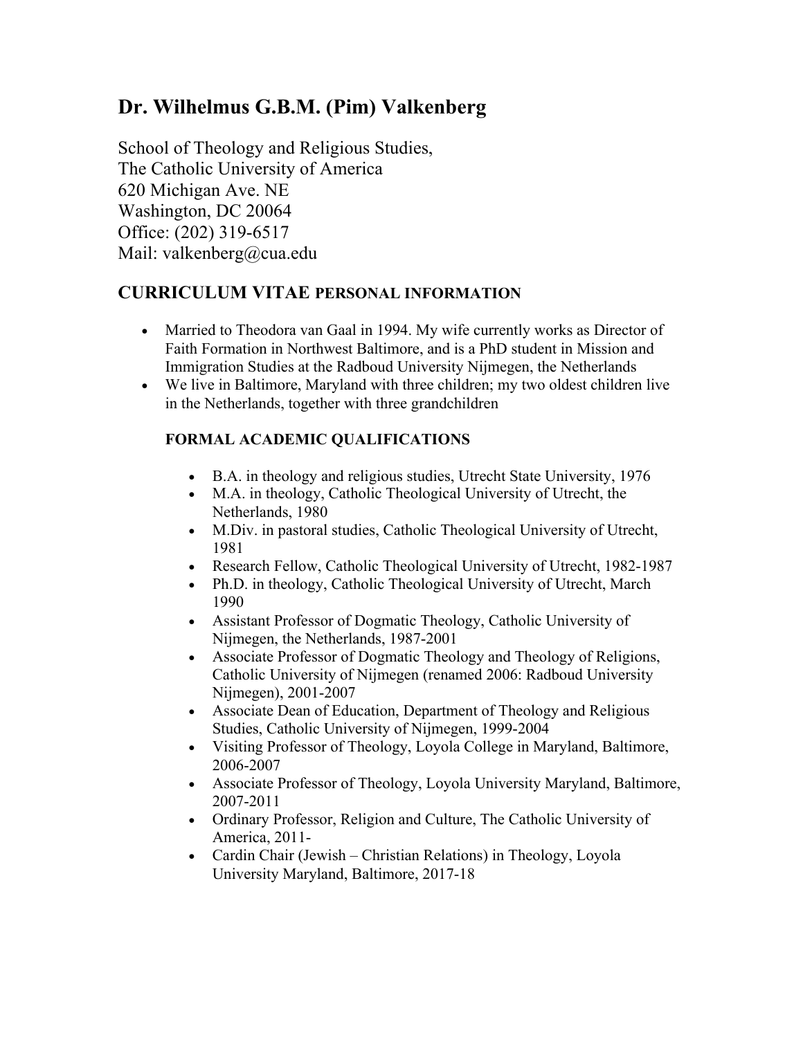# Dr. Wilhelmus G.B.M. (Pim) Valkenberg

School of Theology and Religious Studies,
The Catholic University of America
620 Michigan Ave. NE
Washington, DC 20064
Office: (202) 319-6517
Mail: valkenberg@cua.edu

## CURRICULUM VITAE PERSONAL INFORMATION

- Married to Theodora van Gaal in 1994. My wife currently works as Director of Faith Formation in Northwest Baltimore, and is a PhD student in Mission and Immigration Studies at the Radboud University Nijmegen, the Netherlands
- We live in Baltimore, Maryland with three children; my two oldest children live in the Netherlands, together with three grandchildren

### FORMAL ACADEMIC QUALIFICATIONS

- B.A. in theology and religious studies, Utrecht State University, 1976
- M.A. in theology, Catholic Theological University of Utrecht, the Netherlands, 1980
- M.Div. in pastoral studies, Catholic Theological University of Utrecht, 1981
- Research Fellow, Catholic Theological University of Utrecht, 1982-1987
- Ph.D. in theology, Catholic Theological University of Utrecht, March 1990
- Assistant Professor of Dogmatic Theology, Catholic University of Nijmegen, the Netherlands, 1987-2001
- Associate Professor of Dogmatic Theology and Theology of Religions, Catholic University of Nijmegen (renamed 2006: Radboud University Nijmegen), 2001-2007
- Associate Dean of Education, Department of Theology and Religious Studies, Catholic University of Nijmegen, 1999-2004
- Visiting Professor of Theology, Loyola College in Maryland, Baltimore, 2006-2007
- Associate Professor of Theology, Loyola University Maryland, Baltimore, 2007-2011
- Ordinary Professor, Religion and Culture, The Catholic University of America, 2011-
- Cardin Chair (Jewish – Christian Relations) in Theology, Loyola University Maryland, Baltimore, 2017-18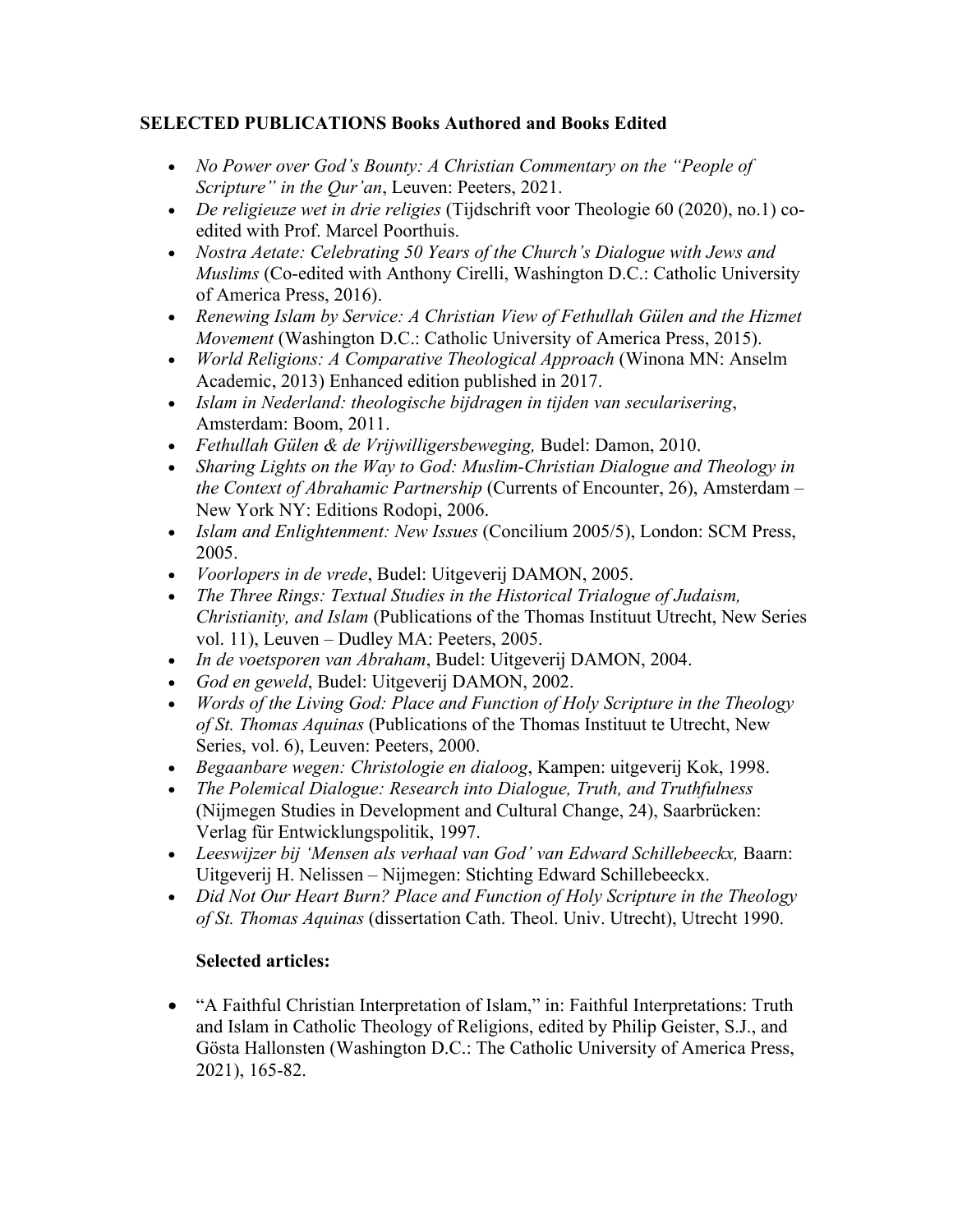## SELECTED PUBLICATIONS Books Authored and Books Edited

- *No Power over God's Bounty: A Christian Commentary on the "People of Scripture" in the Qur'an*, Leuven: Peeters, 2021.
- *De religieuze wet in drie religies* (Tijdschrift voor Theologie 60 (2020), no.1) co-edited with Prof. Marcel Poorthuis.
- *Nostra Aetate: Celebrating 50 Years of the Church's Dialogue with Jews and Muslims* (Co-edited with Anthony Cirelli, Washington D.C.: Catholic University of America Press, 2016).
- *Renewing Islam by Service: A Christian View of Fethullah Gülen and the Hizmet Movement* (Washington D.C.: Catholic University of America Press, 2015).
- *World Religions: A Comparative Theological Approach* (Winona MN: Anselm Academic, 2013) Enhanced edition published in 2017.
- *Islam in Nederland: theologische bijdragen in tijden van secularisering*, Amsterdam: Boom, 2011.
- *Fethullah Gülen & de Vrijwilligersbeweging,* Budel: Damon, 2010.
- *Sharing Lights on the Way to God: Muslim-Christian Dialogue and Theology in the Context of Abrahamic Partnership* (Currents of Encounter, 26), Amsterdam – New York NY: Editions Rodopi, 2006.
- *Islam and Enlightenment: New Issues* (Concilium 2005/5), London: SCM Press, 2005.
- *Voorlopers in de vrede*, Budel: Uitgeverij DAMON, 2005.
- *The Three Rings: Textual Studies in the Historical Trialogue of Judaism, Christianity, and Islam* (Publications of the Thomas Instituut Utrecht, New Series vol. 11), Leuven – Dudley MA: Peeters, 2005.
- *In de voetsporen van Abraham*, Budel: Uitgeverij DAMON, 2004.
- *God en geweld*, Budel: Uitgeverij DAMON, 2002.
- *Words of the Living God: Place and Function of Holy Scripture in the Theology of St. Thomas Aquinas* (Publications of the Thomas Instituut te Utrecht, New Series, vol. 6), Leuven: Peeters, 2000.
- *Begaanbare wegen: Christologie en dialoog*, Kampen: uitgeverij Kok, 1998.
- *The Polemical Dialogue: Research into Dialogue, Truth, and Truthfulness* (Nijmegen Studies in Development and Cultural Change, 24), Saarbrücken: Verlag für Entwicklungspolitik, 1997.
- *Leeswijzer bij 'Mensen als verhaal van God' van Edward Schillebeeckx,* Baarn: Uitgeverij H. Nelissen – Nijmegen: Stichting Edward Schillebeeckx.
- *Did Not Our Heart Burn? Place and Function of Holy Scripture in the Theology of St. Thomas Aquinas* (dissertation Cath. Theol. Univ. Utrecht), Utrecht 1990.

**Selected articles:**

- "A Faithful Christian Interpretation of Islam," in: Faithful Interpretations: Truth and Islam in Catholic Theology of Religions, edited by Philip Geister, S.J., and Gösta Hallonsten (Washington D.C.: The Catholic University of America Press, 2021), 165-82.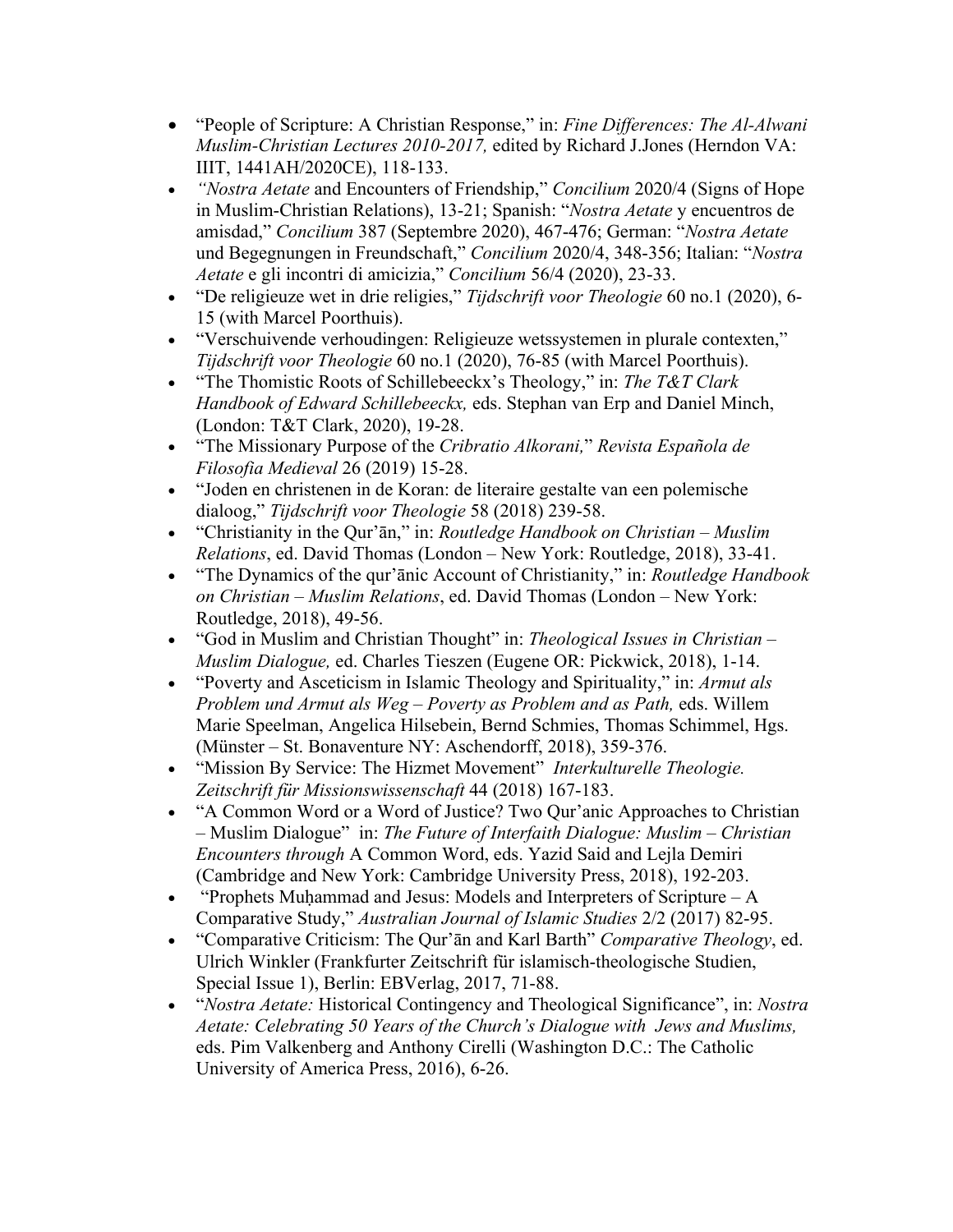- "People of Scripture: A Christian Response," in: *Fine Differences: The Al-Alwani Muslim-Christian Lectures 2010-2017,* edited by Richard J.Jones (Herndon VA: IIIT, 1441AH/2020CE), 118-133.
- *"Nostra Aetate* and Encounters of Friendship," *Concilium* 2020/4 (Signs of Hope in Muslim-Christian Relations), 13-21; Spanish: "*Nostra Aetate* y encuentros de amisdad," *Concilium* 387 (Septembre 2020), 467-476; German: "*Nostra Aetate* und Begegnungen in Freundschaft," *Concilium* 2020/4, 348-356; Italian: "*Nostra Aetate* e gli incontri di amicizia," *Concilium* 56/4 (2020), 23-33.
- "De religieuze wet in drie religies," *Tijdschrift voor Theologie* 60 no.1 (2020), 6-15 (with Marcel Poorthuis).
- "Verschuivende verhoudingen: Religieuze wetssystemen in plurale contexten," *Tijdschrift voor Theologie* 60 no.1 (2020), 76-85 (with Marcel Poorthuis).
- "The Thomistic Roots of Schillebeeckx's Theology," in: *The T&T Clark Handbook of Edward Schillebeeckx,* eds. Stephan van Erp and Daniel Minch, (London: T&T Clark, 2020), 19-28.
- "The Missionary Purpose of the *Cribratio Alkorani,*" *Revista Española de Filosofia Medieval* 26 (2019) 15-28.
- "Joden en christenen in de Koran: de literaire gestalte van een polemische dialoog," *Tijdschrift voor Theologie* 58 (2018) 239-58.
- "Christianity in the Qur'ān," in: *Routledge Handbook on Christian – Muslim Relations*, ed. David Thomas (London – New York: Routledge, 2018), 33-41.
- "The Dynamics of the qur'ānic Account of Christianity," in: *Routledge Handbook on Christian – Muslim Relations*, ed. David Thomas (London – New York: Routledge, 2018), 49-56.
- "God in Muslim and Christian Thought" in: *Theological Issues in Christian – Muslim Dialogue,* ed. Charles Tieszen (Eugene OR: Pickwick, 2018), 1-14.
- "Poverty and Asceticism in Islamic Theology and Spirituality," in: *Armut als Problem und Armut als Weg – Poverty as Problem and as Path,* eds. Willem Marie Speelman, Angelica Hilsebein, Bernd Schmies, Thomas Schimmel, Hgs. (Münster – St. Bonaventure NY: Aschendorff, 2018), 359-376.
- "Mission By Service: The Hizmet Movement" *Interkulturelle Theologie. Zeitschrift für Missionswissenschaft* 44 (2018) 167-183.
- "A Common Word or a Word of Justice? Two Qur'anic Approaches to Christian – Muslim Dialogue" in: *The Future of Interfaith Dialogue: Muslim – Christian Encounters through* A Common Word, eds. Yazid Said and Lejla Demiri (Cambridge and New York: Cambridge University Press, 2018), 192-203.
- "Prophets Muḥammad and Jesus: Models and Interpreters of Scripture – A Comparative Study," *Australian Journal of Islamic Studies* 2/2 (2017) 82-95.
- "Comparative Criticism: The Qur'ān and Karl Barth" *Comparative Theology*, ed. Ulrich Winkler (Frankfurter Zeitschrift für islamisch-theologische Studien, Special Issue 1), Berlin: EBVerlag, 2017, 71-88.
- "*Nostra Aetate:* Historical Contingency and Theological Significance", in: *Nostra Aetate: Celebrating 50 Years of the Church's Dialogue with Jews and Muslims,* eds. Pim Valkenberg and Anthony Cirelli (Washington D.C.: The Catholic University of America Press, 2016), 6-26.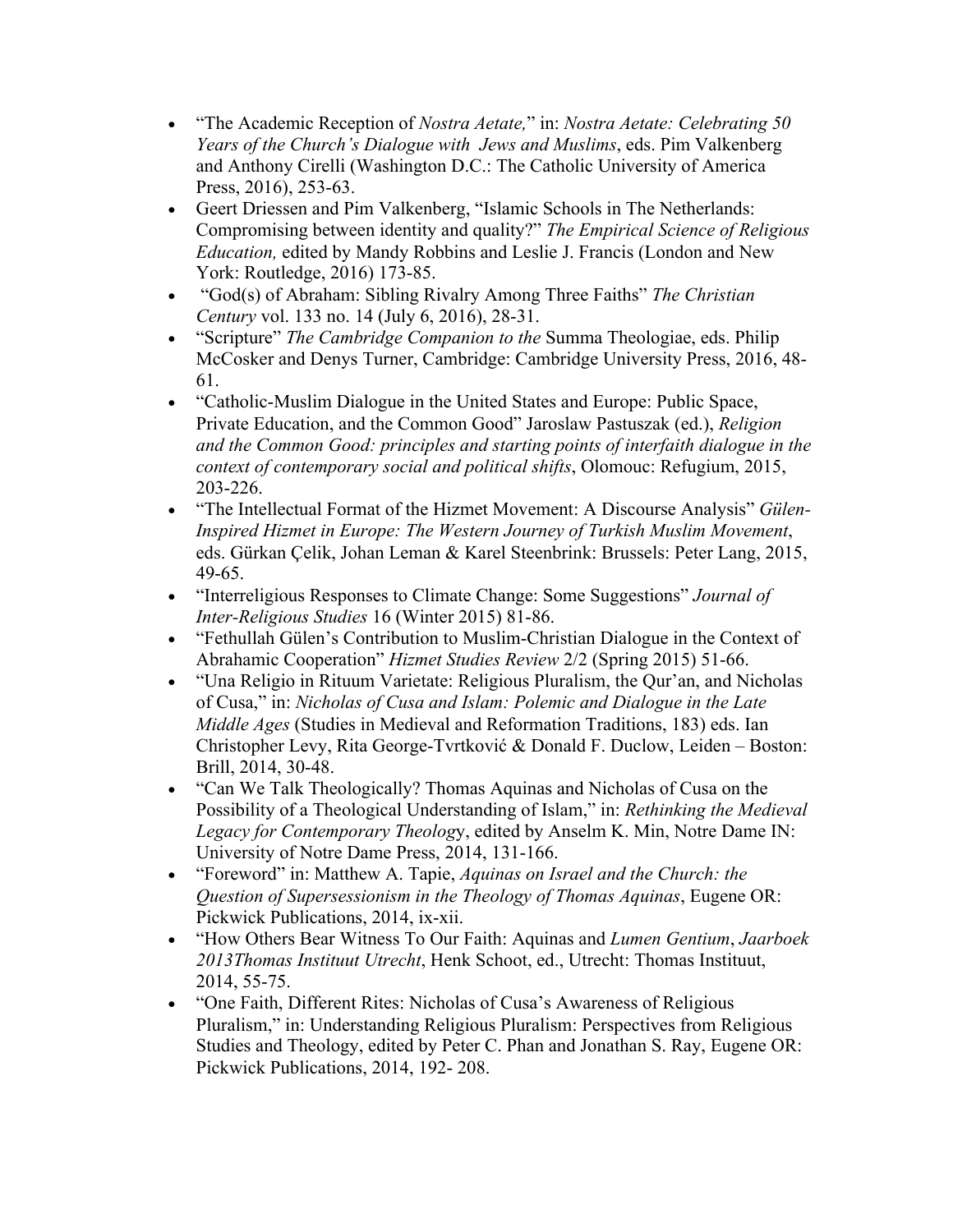- "The Academic Reception of *Nostra Aetate,*" in: *Nostra Aetate: Celebrating 50 Years of the Church's Dialogue with Jews and Muslims*, eds. Pim Valkenberg and Anthony Cirelli (Washington D.C.: The Catholic University of America Press, 2016), 253-63.
- Geert Driessen and Pim Valkenberg, "Islamic Schools in The Netherlands: Compromising between identity and quality?" *The Empirical Science of Religious Education,* edited by Mandy Robbins and Leslie J. Francis (London and New York: Routledge, 2016) 173-85.
- "God(s) of Abraham: Sibling Rivalry Among Three Faiths" *The Christian Century* vol. 133 no. 14 (July 6, 2016), 28-31.
- "Scripture" *The Cambridge Companion to the* Summa Theologiae, eds. Philip McCosker and Denys Turner, Cambridge: Cambridge University Press, 2016, 48-61.
- "Catholic-Muslim Dialogue in the United States and Europe: Public Space, Private Education, and the Common Good" Jaroslaw Pastuszak (ed.), *Religion and the Common Good: principles and starting points of interfaith dialogue in the context of contemporary social and political shifts*, Olomouc: Refugium, 2015, 203-226.
- "The Intellectual Format of the Hizmet Movement: A Discourse Analysis" *Gülen-Inspired Hizmet in Europe: The Western Journey of Turkish Muslim Movement*, eds. Gürkan Çelik, Johan Leman & Karel Steenbrink: Brussels: Peter Lang, 2015, 49-65.
- "Interreligious Responses to Climate Change: Some Suggestions" *Journal of Inter-Religious Studies* 16 (Winter 2015) 81-86.
- "Fethullah Gülen's Contribution to Muslim-Christian Dialogue in the Context of Abrahamic Cooperation" *Hizmet Studies Review* 2/2 (Spring 2015) 51-66.
- "Una Religio in Rituum Varietate: Religious Pluralism, the Qur'an, and Nicholas of Cusa," in: *Nicholas of Cusa and Islam: Polemic and Dialogue in the Late Middle Ages* (Studies in Medieval and Reformation Traditions, 183) eds. Ian Christopher Levy, Rita George-Tvrtković & Donald F. Duclow, Leiden – Boston: Brill, 2014, 30-48.
- "Can We Talk Theologically? Thomas Aquinas and Nicholas of Cusa on the Possibility of a Theological Understanding of Islam," in: *Rethinking the Medieval Legacy for Contemporary Theology*, edited by Anselm K. Min, Notre Dame IN: University of Notre Dame Press, 2014, 131-166.
- "Foreword" in: Matthew A. Tapie, *Aquinas on Israel and the Church: the Question of Supersessionism in the Theology of Thomas Aquinas*, Eugene OR: Pickwick Publications, 2014, ix-xii.
- "How Others Bear Witness To Our Faith: Aquinas and *Lumen Gentium*, *Jaarboek 2013Thomas Instituut Utrecht*, Henk Schoot, ed., Utrecht: Thomas Instituut, 2014, 55-75.
- "One Faith, Different Rites: Nicholas of Cusa's Awareness of Religious Pluralism," in: Understanding Religious Pluralism: Perspectives from Religious Studies and Theology, edited by Peter C. Phan and Jonathan S. Ray, Eugene OR: Pickwick Publications, 2014, 192- 208.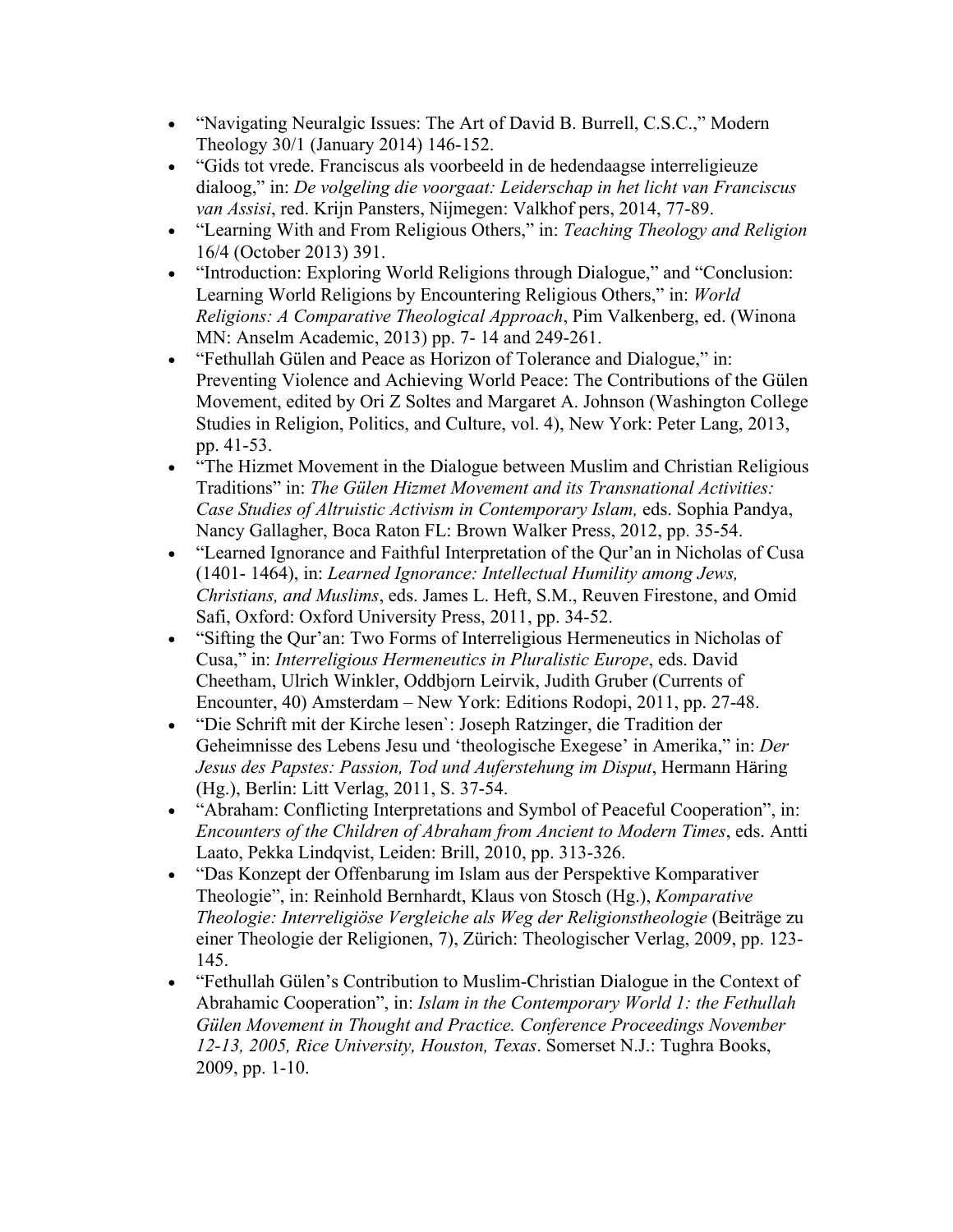- "Navigating Neuralgic Issues: The Art of David B. Burrell, C.S.C.," Modern Theology 30/1 (January 2014) 146-152.
- "Gids tot vrede. Franciscus als voorbeeld in de hedendaagse interreligieuze dialoog," in: *De volgeling die voorgaat: Leiderschap in het licht van Franciscus van Assisi*, red. Krijn Pansters, Nijmegen: Valkhof pers, 2014, 77-89.
- "Learning With and From Religious Others," in: *Teaching Theology and Religion* 16/4 (October 2013) 391.
- "Introduction: Exploring World Religions through Dialogue," and "Conclusion: Learning World Religions by Encountering Religious Others," in: *World Religions: A Comparative Theological Approach*, Pim Valkenberg, ed. (Winona MN: Anselm Academic, 2013) pp. 7- 14 and 249-261.
- "Fethullah Gülen and Peace as Horizon of Tolerance and Dialogue," in: Preventing Violence and Achieving World Peace: The Contributions of the Gülen Movement, edited by Ori Z Soltes and Margaret A. Johnson (Washington College Studies in Religion, Politics, and Culture, vol. 4), New York: Peter Lang, 2013, pp. 41-53.
- "The Hizmet Movement in the Dialogue between Muslim and Christian Religious Traditions" in: *The Gülen Hizmet Movement and its Transnational Activities: Case Studies of Altruistic Activism in Contemporary Islam,* eds. Sophia Pandya, Nancy Gallagher, Boca Raton FL: Brown Walker Press, 2012, pp. 35-54.
- "Learned Ignorance and Faithful Interpretation of the Qur'an in Nicholas of Cusa (1401- 1464), in: *Learned Ignorance: Intellectual Humility among Jews, Christians, and Muslims*, eds. James L. Heft, S.M., Reuven Firestone, and Omid Safi, Oxford: Oxford University Press, 2011, pp. 34-52.
- "Sifting the Qur'an: Two Forms of Interreligious Hermeneutics in Nicholas of Cusa," in: *Interreligious Hermeneutics in Pluralistic Europe*, eds. David Cheetham, Ulrich Winkler, Oddbjorn Leirvik, Judith Gruber (Currents of Encounter, 40) Amsterdam – New York: Editions Rodopi, 2011, pp. 27-48.
- "Die Schrift mit der Kirche lesen`: Joseph Ratzinger, die Tradition der Geheimnisse des Lebens Jesu und 'theologische Exegese' in Amerika," in: *Der Jesus des Papstes: Passion, Tod und Auferstehung im Disput*, Hermann Häring (Hg.), Berlin: Litt Verlag, 2011, S. 37-54.
- "Abraham: Conflicting Interpretations and Symbol of Peaceful Cooperation", in: *Encounters of the Children of Abraham from Ancient to Modern Times*, eds. Antti Laato, Pekka Lindqvist, Leiden: Brill, 2010, pp. 313-326.
- "Das Konzept der Offenbarung im Islam aus der Perspektive Komparativer Theologie", in: Reinhold Bernhardt, Klaus von Stosch (Hg.), *Komparative Theologie: Interreligiöse Vergleiche als Weg der Religionstheologie* (Beiträge zu einer Theologie der Religionen, 7), Zürich: Theologischer Verlag, 2009, pp. 123-145.
- "Fethullah Gülen's Contribution to Muslim-Christian Dialogue in the Context of Abrahamic Cooperation", in: *Islam in the Contemporary World 1: the Fethullah Gülen Movement in Thought and Practice. Conference Proceedings November 12-13, 2005, Rice University, Houston, Texas*. Somerset N.J.: Tughra Books, 2009, pp. 1-10.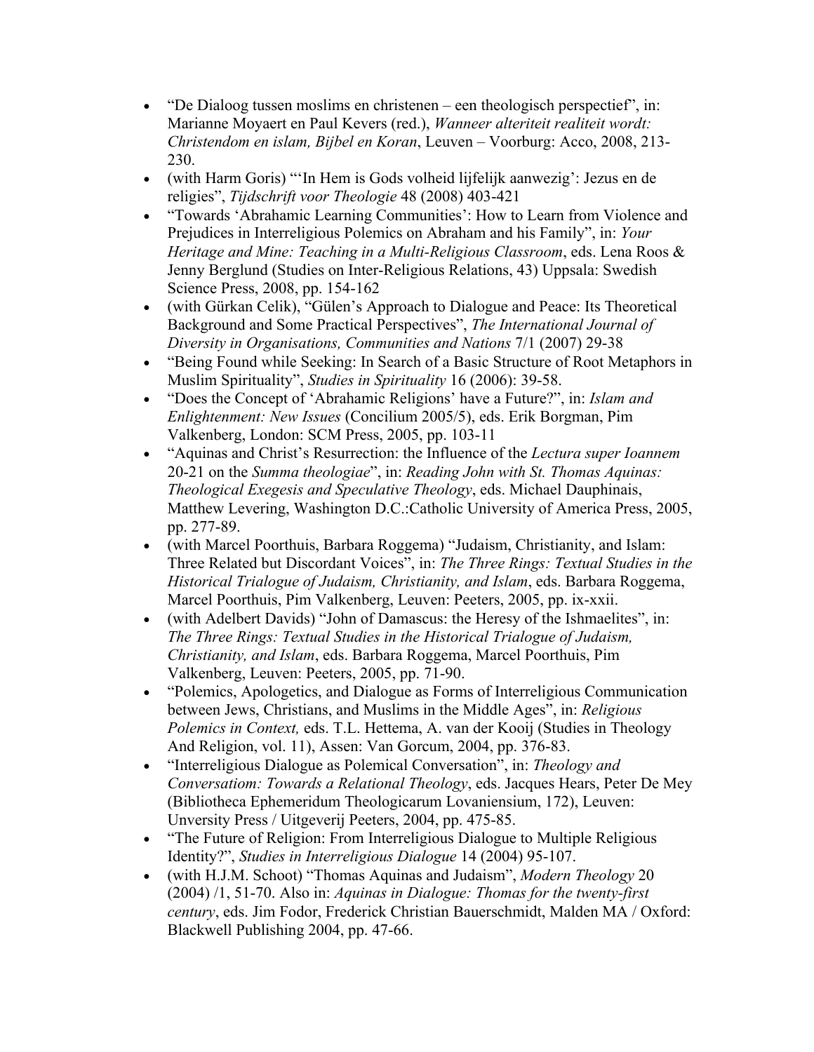- "De Dialoog tussen moslims en christenen – een theologisch perspectief", in: Marianne Moyaert en Paul Kevers (red.), *Wanneer alteriteit realiteit wordt: Christendom en islam, Bijbel en Koran*, Leuven – Voorburg: Acco, 2008, 213-230.
- (with Harm Goris) "'In Hem is Gods volheid lijfelijk aanwezig': Jezus en de religies", *Tijdschrift voor Theologie* 48 (2008) 403-421
- "Towards 'Abrahamic Learning Communities': How to Learn from Violence and Prejudices in Interreligious Polemics on Abraham and his Family", in: *Your Heritage and Mine: Teaching in a Multi-Religious Classroom*, eds. Lena Roos & Jenny Berglund (Studies on Inter-Religious Relations, 43) Uppsala: Swedish Science Press, 2008, pp. 154-162
- (with Gürkan Celik), "Gülen's Approach to Dialogue and Peace: Its Theoretical Background and Some Practical Perspectives", *The International Journal of Diversity in Organisations, Communities and Nations* 7/1 (2007) 29-38
- "Being Found while Seeking: In Search of a Basic Structure of Root Metaphors in Muslim Spirituality", *Studies in Spirituality* 16 (2006): 39-58.
- "Does the Concept of 'Abrahamic Religions' have a Future?", in: *Islam and Enlightenment: New Issues* (Concilium 2005/5), eds. Erik Borgman, Pim Valkenberg, London: SCM Press, 2005, pp. 103-11
- "Aquinas and Christ's Resurrection: the Influence of the *Lectura super Ioannem* 20-21 on the *Summa theologiae*", in: *Reading John with St. Thomas Aquinas: Theological Exegesis and Speculative Theology*, eds. Michael Dauphinais, Matthew Levering, Washington D.C.:Catholic University of America Press, 2005, pp. 277-89.
- (with Marcel Poorthuis, Barbara Roggema) "Judaism, Christianity, and Islam: Three Related but Discordant Voices", in: *The Three Rings: Textual Studies in the Historical Trialogue of Judaism, Christianity, and Islam*, eds. Barbara Roggema, Marcel Poorthuis, Pim Valkenberg, Leuven: Peeters, 2005, pp. ix-xxii.
- (with Adelbert Davids) "John of Damascus: the Heresy of the Ishmaelites", in: *The Three Rings: Textual Studies in the Historical Trialogue of Judaism, Christianity, and Islam*, eds. Barbara Roggema, Marcel Poorthuis, Pim Valkenberg, Leuven: Peeters, 2005, pp. 71-90.
- "Polemics, Apologetics, and Dialogue as Forms of Interreligious Communication between Jews, Christians, and Muslims in the Middle Ages", in: *Religious Polemics in Context,* eds. T.L. Hettema, A. van der Kooij (Studies in Theology And Religion, vol. 11), Assen: Van Gorcum, 2004, pp. 376-83.
- "Interreligious Dialogue as Polemical Conversation", in: *Theology and Conversatiom: Towards a Relational Theology*, eds. Jacques Hears, Peter De Mey (Bibliotheca Ephemeridum Theologicarum Lovaniensium, 172), Leuven: Unversity Press / Uitgeverij Peeters, 2004, pp. 475-85.
- "The Future of Religion: From Interreligious Dialogue to Multiple Religious Identity?", *Studies in Interreligious Dialogue* 14 (2004) 95-107.
- (with H.J.M. Schoot) "Thomas Aquinas and Judaism", *Modern Theology* 20 (2004) /1, 51-70. Also in: *Aquinas in Dialogue: Thomas for the twenty-first century*, eds. Jim Fodor, Frederick Christian Bauerschmidt, Malden MA / Oxford: Blackwell Publishing 2004, pp. 47-66.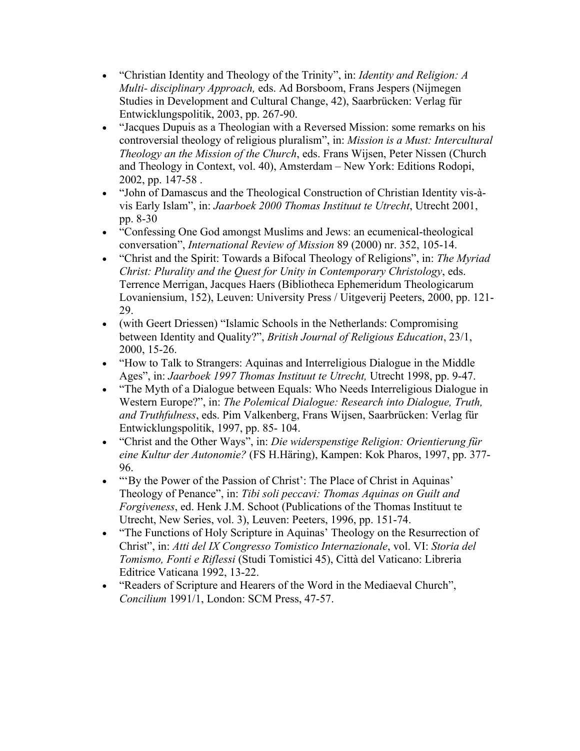- "Christian Identity and Theology of the Trinity", in: *Identity and Religion: A Multi- disciplinary Approach,* eds. Ad Borsboom, Frans Jespers (Nijmegen Studies in Development and Cultural Change, 42), Saarbrücken: Verlag für Entwicklungspolitik, 2003, pp. 267-90.
- "Jacques Dupuis as a Theologian with a Reversed Mission: some remarks on his controversial theology of religious pluralism", in: *Mission is a Must: Intercultural Theology an the Mission of the Church*, eds. Frans Wijsen, Peter Nissen (Church and Theology in Context, vol. 40), Amsterdam – New York: Editions Rodopi, 2002, pp. 147-58 .
- "John of Damascus and the Theological Construction of Christian Identity vis-à-vis Early Islam", in: *Jaarboek 2000 Thomas Instituut te Utrecht*, Utrecht 2001, pp. 8-30
- "Confessing One God amongst Muslims and Jews: an ecumenical-theological conversation", *International Review of Mission* 89 (2000) nr. 352, 105-14.
- "Christ and the Spirit: Towards a Bifocal Theology of Religions", in: *The Myriad Christ: Plurality and the Quest for Unity in Contemporary Christology*, eds. Terrence Merrigan, Jacques Haers (Bibliotheca Ephemeridum Theologicarum Lovaniensium, 152), Leuven: University Press / Uitgeverij Peeters, 2000, pp. 121-29.
- (with Geert Driessen) "Islamic Schools in the Netherlands: Compromising between Identity and Quality?", *British Journal of Religious Education*, 23/1, 2000, 15-26.
- "How to Talk to Strangers: Aquinas and Interreligious Dialogue in the Middle Ages", in: *Jaarboek 1997 Thomas Instituut te Utrecht,* Utrecht 1998, pp. 9-47.
- "The Myth of a Dialogue between Equals: Who Needs Interreligious Dialogue in Western Europe?", in: *The Polemical Dialogue: Research into Dialogue, Truth, and Truthfulness*, eds. Pim Valkenberg, Frans Wijsen, Saarbrücken: Verlag für Entwicklungspolitik, 1997, pp. 85- 104.
- "Christ and the Other Ways", in: *Die widerspenstige Religion: Orientierung für eine Kultur der Autonomie?* (FS H.Häring), Kampen: Kok Pharos, 1997, pp. 377-96.
- "'By the Power of the Passion of Christ': The Place of Christ in Aquinas' Theology of Penance", in: *Tibi soli peccavi: Thomas Aquinas on Guilt and Forgiveness*, ed. Henk J.M. Schoot (Publications of the Thomas Instituut te Utrecht, New Series, vol. 3), Leuven: Peeters, 1996, pp. 151-74.
- "The Functions of Holy Scripture in Aquinas' Theology on the Resurrection of Christ", in: *Atti del IX Congresso Tomistico Internazionale*, vol. VI: *Storia del Tomismo, Fonti e Riflessi* (Studi Tomistici 45), Città del Vaticano: Libreria Editrice Vaticana 1992, 13-22.
- "Readers of Scripture and Hearers of the Word in the Mediaeval Church", *Concilium* 1991/1, London: SCM Press, 47-57.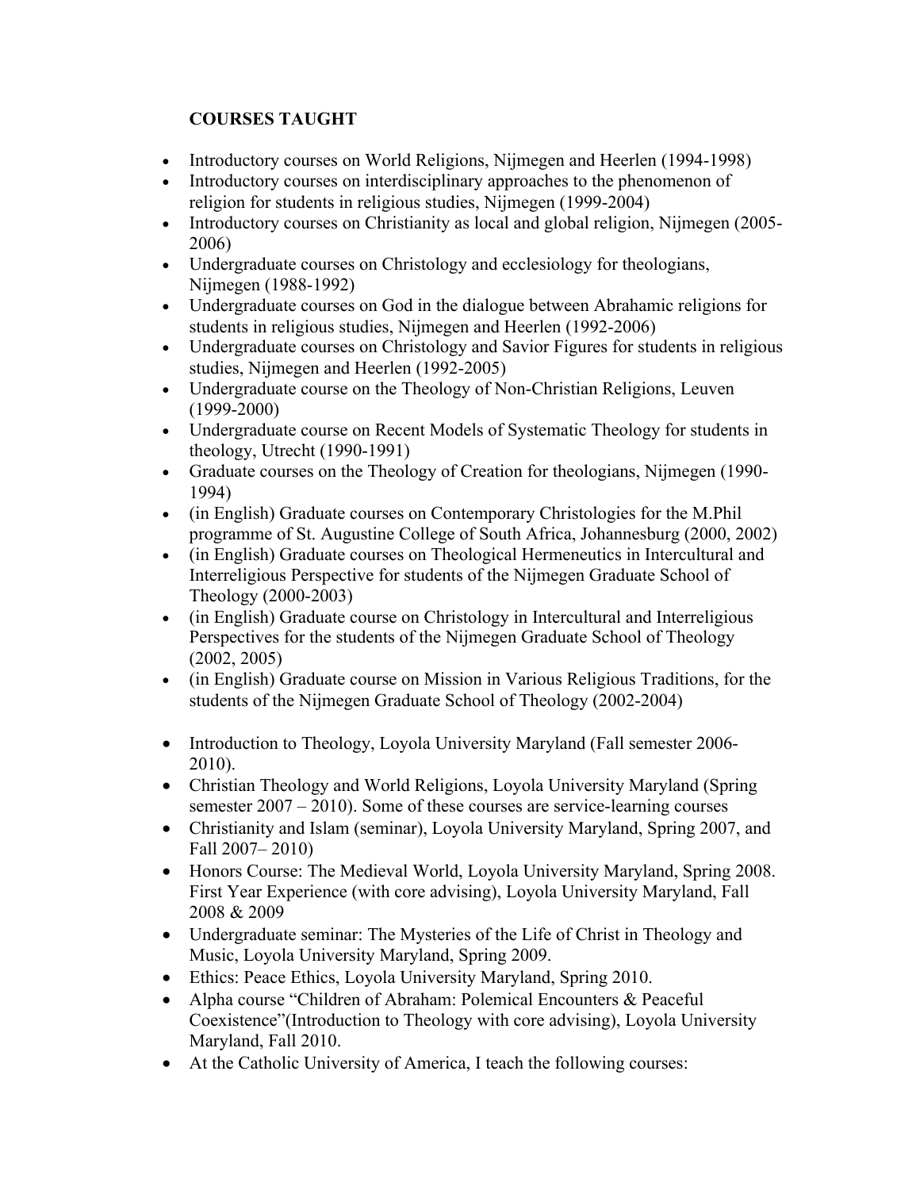**COURSES TAUGHT**

- Introductory courses on World Religions, Nijmegen and Heerlen (1994-1998)
- Introductory courses on interdisciplinary approaches to the phenomenon of religion for students in religious studies, Nijmegen (1999-2004)
- Introductory courses on Christianity as local and global religion, Nijmegen (2005-2006)
- Undergraduate courses on Christology and ecclesiology for theologians, Nijmegen (1988-1992)
- Undergraduate courses on God in the dialogue between Abrahamic religions for students in religious studies, Nijmegen and Heerlen (1992-2006)
- Undergraduate courses on Christology and Savior Figures for students in religious studies, Nijmegen and Heerlen (1992-2005)
- Undergraduate course on the Theology of Non-Christian Religions, Leuven (1999-2000)
- Undergraduate course on Recent Models of Systematic Theology for students in theology, Utrecht (1990-1991)
- Graduate courses on the Theology of Creation for theologians, Nijmegen (1990-1994)
- (in English) Graduate courses on Contemporary Christologies for the M.Phil programme of St. Augustine College of South Africa, Johannesburg (2000, 2002)
- (in English) Graduate courses on Theological Hermeneutics in Intercultural and Interreligious Perspective for students of the Nijmegen Graduate School of Theology (2000-2003)
- (in English) Graduate course on Christology in Intercultural and Interreligious Perspectives for the students of the Nijmegen Graduate School of Theology (2002, 2005)
- (in English) Graduate course on Mission in Various Religious Traditions, for the students of the Nijmegen Graduate School of Theology (2002-2004)

- Introduction to Theology, Loyola University Maryland (Fall semester 2006-2010).
- Christian Theology and World Religions, Loyola University Maryland (Spring semester 2007 – 2010). Some of these courses are service-learning courses
- Christianity and Islam (seminar), Loyola University Maryland, Spring 2007, and Fall 2007– 2010)
- Honors Course: The Medieval World, Loyola University Maryland, Spring 2008. First Year Experience (with core advising), Loyola University Maryland, Fall 2008 & 2009
- Undergraduate seminar: The Mysteries of the Life of Christ in Theology and Music, Loyola University Maryland, Spring 2009.
- Ethics: Peace Ethics, Loyola University Maryland, Spring 2010.
- Alpha course "Children of Abraham: Polemical Encounters & Peaceful Coexistence"(Introduction to Theology with core advising), Loyola University Maryland, Fall 2010.
- At the Catholic University of America, I teach the following courses: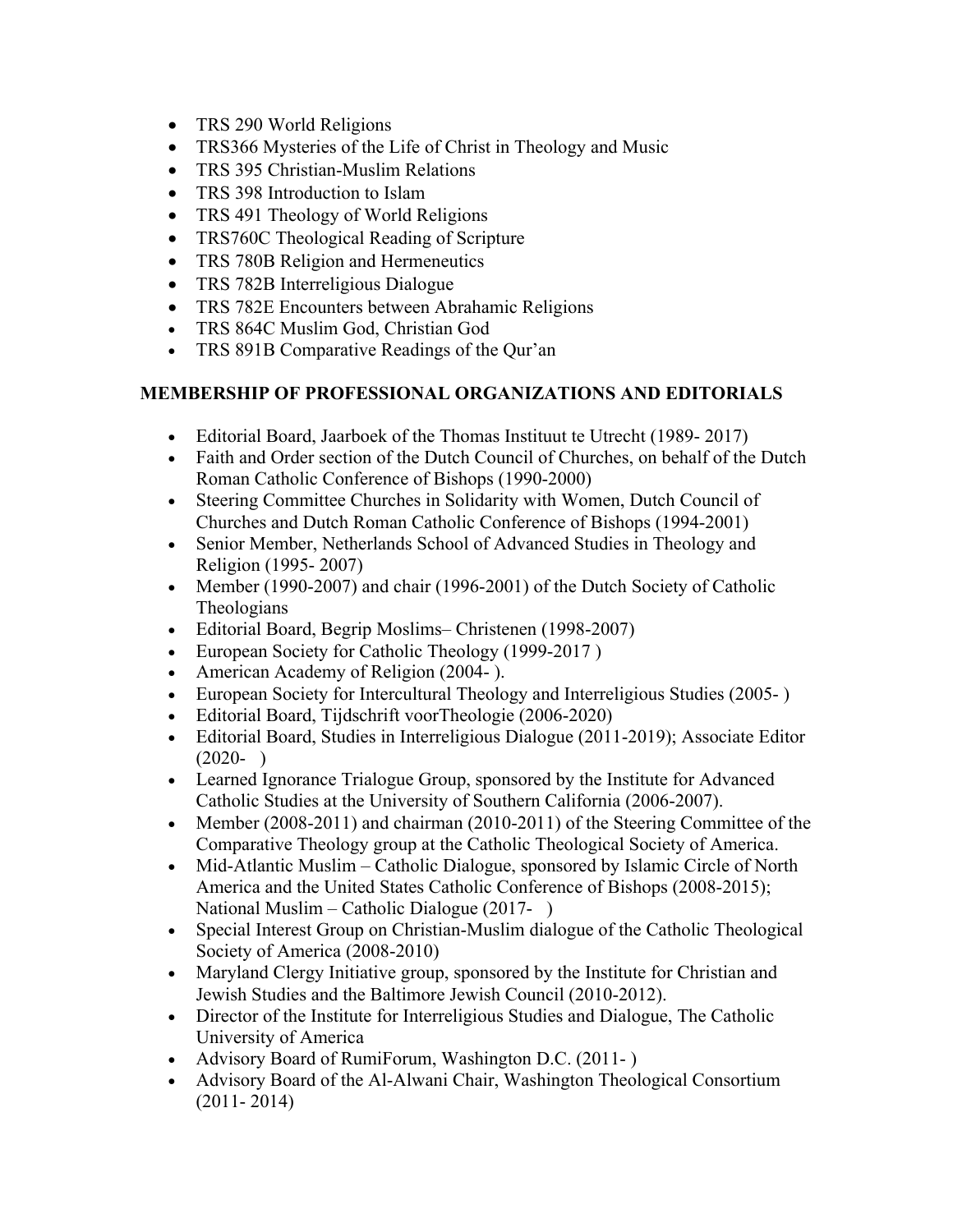- TRS 290 World Religions
- TRS366 Mysteries of the Life of Christ in Theology and Music
- TRS 395 Christian-Muslim Relations
- TRS 398 Introduction to Islam
- TRS 491 Theology of World Religions
- TRS760C Theological Reading of Scripture
- TRS 780B Religion and Hermeneutics
- TRS 782B Interreligious Dialogue
- TRS 782E Encounters between Abrahamic Religions
- TRS 864C Muslim God, Christian God
- TRS 891B Comparative Readings of the Qur'an

## MEMBERSHIP OF PROFESSIONAL ORGANIZATIONS AND EDITORIALS

- Editorial Board, Jaarboek of the Thomas Instituut te Utrecht (1989- 2017)
- Faith and Order section of the Dutch Council of Churches, on behalf of the Dutch Roman Catholic Conference of Bishops (1990-2000)
- Steering Committee Churches in Solidarity with Women, Dutch Council of Churches and Dutch Roman Catholic Conference of Bishops (1994-2001)
- Senior Member, Netherlands School of Advanced Studies in Theology and Religion (1995- 2007)
- Member (1990-2007) and chair (1996-2001) of the Dutch Society of Catholic Theologians
- Editorial Board, Begrip Moslims– Christenen (1998-2007)
- European Society for Catholic Theology (1999-2017 )
- American Academy of Religion (2004- ).
- European Society for Intercultural Theology and Interreligious Studies (2005- )
- Editorial Board, Tijdschrift voorTheologie (2006-2020)
- Editorial Board, Studies in Interreligious Dialogue (2011-2019); Associate Editor (2020- )
- Learned Ignorance Trialogue Group, sponsored by the Institute for Advanced Catholic Studies at the University of Southern California (2006-2007).
- Member (2008-2011) and chairman (2010-2011) of the Steering Committee of the Comparative Theology group at the Catholic Theological Society of America.
- Mid-Atlantic Muslim – Catholic Dialogue, sponsored by Islamic Circle of North America and the United States Catholic Conference of Bishops (2008-2015); National Muslim – Catholic Dialogue (2017- )
- Special Interest Group on Christian-Muslim dialogue of the Catholic Theological Society of America (2008-2010)
- Maryland Clergy Initiative group, sponsored by the Institute for Christian and Jewish Studies and the Baltimore Jewish Council (2010-2012).
- Director of the Institute for Interreligious Studies and Dialogue, The Catholic University of America
- Advisory Board of RumiForum, Washington D.C. (2011- )
- Advisory Board of the Al-Alwani Chair, Washington Theological Consortium (2011- 2014)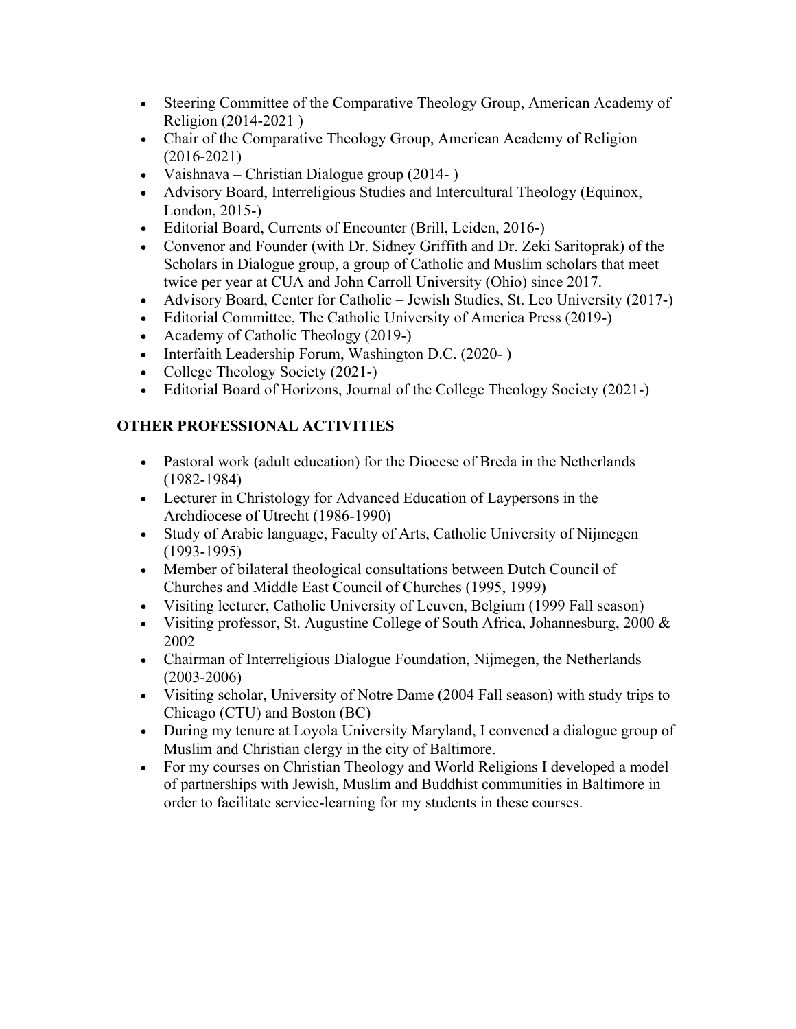- Steering Committee of the Comparative Theology Group, American Academy of Religion (2014-2021 )
- Chair of the Comparative Theology Group, American Academy of Religion (2016-2021)
- Vaishnava – Christian Dialogue group (2014- )
- Advisory Board, Interreligious Studies and Intercultural Theology (Equinox, London, 2015-)
- Editorial Board, Currents of Encounter (Brill, Leiden, 2016-)
- Convenor and Founder (with Dr. Sidney Griffith and Dr. Zeki Saritoprak) of the Scholars in Dialogue group, a group of Catholic and Muslim scholars that meet twice per year at CUA and John Carroll University (Ohio) since 2017.
- Advisory Board, Center for Catholic – Jewish Studies, St. Leo University (2017-)
- Editorial Committee, The Catholic University of America Press (2019-)
- Academy of Catholic Theology (2019-)
- Interfaith Leadership Forum, Washington D.C. (2020- )
- College Theology Society (2021-)
- Editorial Board of Horizons, Journal of the College Theology Society (2021-)

## OTHER PROFESSIONAL ACTIVITIES

- Pastoral work (adult education) for the Diocese of Breda in the Netherlands (1982-1984)
- Lecturer in Christology for Advanced Education of Laypersons in the Archdiocese of Utrecht (1986-1990)
- Study of Arabic language, Faculty of Arts, Catholic University of Nijmegen (1993-1995)
- Member of bilateral theological consultations between Dutch Council of Churches and Middle East Council of Churches (1995, 1999)
- Visiting lecturer, Catholic University of Leuven, Belgium (1999 Fall season)
- Visiting professor, St. Augustine College of South Africa, Johannesburg, 2000 & 2002
- Chairman of Interreligious Dialogue Foundation, Nijmegen, the Netherlands (2003-2006)
- Visiting scholar, University of Notre Dame (2004 Fall season) with study trips to Chicago (CTU) and Boston (BC)
- During my tenure at Loyola University Maryland, I convened a dialogue group of Muslim and Christian clergy in the city of Baltimore.
- For my courses on Christian Theology and World Religions I developed a model of partnerships with Jewish, Muslim and Buddhist communities in Baltimore in order to facilitate service-learning for my students in these courses.